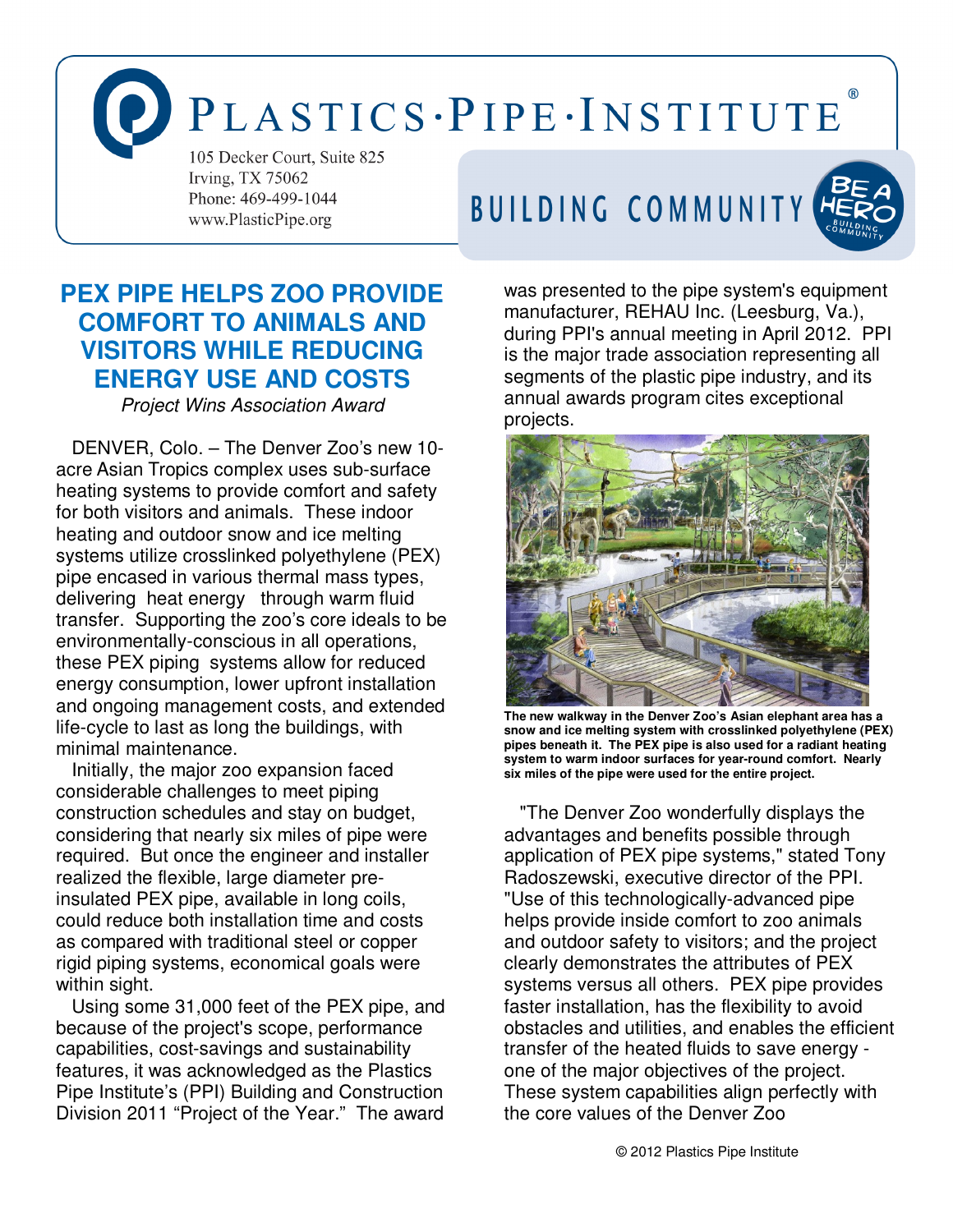PLASTICS·PIPE·INSTITUTE®

105 Decker Court, Suite 825
Irving, TX 75062
Phone: 469-499-1044
www.PlasticPipe.org

BUILDING COMMUNITY

# PEX PIPE HELPS ZOO PROVIDE COMFORT TO ANIMALS AND VISITORS WHILE REDUCING ENERGY USE AND COSTS

*Project Wins Association Award*

DENVER, Colo. – The Denver Zoo's new 10-acre Asian Tropics complex uses sub-surface heating systems to provide comfort and safety for both visitors and animals. These indoor heating and outdoor snow and ice melting systems utilize crosslinked polyethylene (PEX) pipe encased in various thermal mass types, delivering heat energy through warm fluid transfer. Supporting the zoo's core ideals to be environmentally-conscious in all operations, these PEX piping systems allow for reduced energy consumption, lower upfront installation and ongoing management costs, and extended life-cycle to last as long the buildings, with minimal maintenance.

Initially, the major zoo expansion faced considerable challenges to meet piping construction schedules and stay on budget, considering that nearly six miles of pipe were required. But once the engineer and installer realized the flexible, large diameter pre-insulated PEX pipe, available in long coils, could reduce both installation time and costs as compared with traditional steel or copper rigid piping systems, economical goals were within sight.

Using some 31,000 feet of the PEX pipe, and because of the project's scope, performance capabilities, cost-savings and sustainability features, it was acknowledged as the Plastics Pipe Institute's (PPI) Building and Construction Division 2011 "Project of the Year." The award was presented to the pipe system's equipment manufacturer, REHAU Inc. (Leesburg, Va.), during PPI's annual meeting in April 2012. PPI is the major trade association representing all segments of the plastic pipe industry, and its annual awards program cites exceptional projects.

**The new walkway in the Denver Zoo's Asian elephant area has a snow and ice melting system with crosslinked polyethylene (PEX) pipes beneath it. The PEX pipe is also used for a radiant heating system to warm indoor surfaces for year-round comfort. Nearly six miles of the pipe were used for the entire project.**

"The Denver Zoo wonderfully displays the advantages and benefits possible through application of PEX pipe systems," stated Tony Radoszewski, executive director of the PPI. "Use of this technologically-advanced pipe helps provide inside comfort to zoo animals and outdoor safety to visitors; and the project clearly demonstrates the attributes of PEX systems versus all others. PEX pipe provides faster installation, has the flexibility to avoid obstacles and utilities, and enables the efficient transfer of the heated fluids to save energy - one of the major objectives of the project. These system capabilities align perfectly with the core values of the Denver Zoo

© 2012 Plastics Pipe Institute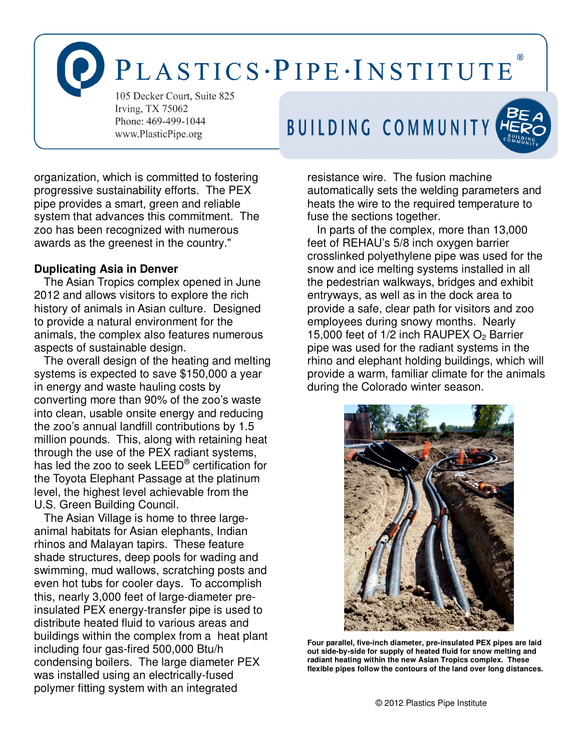organization, which is committed to fostering progressive sustainability efforts. The PEX pipe provides a smart, green and reliable system that advances this commitment. The zoo has been recognized with numerous awards as the greenest in the country."

**Duplicating Asia in Denver**

The Asian Tropics complex opened in June 2012 and allows visitors to explore the rich history of animals in Asian culture. Designed to provide a natural environment for the animals, the complex also features numerous aspects of sustainable design.

The overall design of the heating and melting systems is expected to save $150,000 a year in energy and waste hauling costs by converting more than 90% of the zoo's waste into clean, usable onsite energy and reducing the zoo's annual landfill contributions by 1.5 million pounds. This, along with retaining heat through the use of the PEX radiant systems, has led the zoo to seek LEED® certification for the Toyota Elephant Passage at the platinum level, the highest level achievable from the U.S. Green Building Council.

The Asian Village is home to three large-animal habitats for Asian elephants, Indian rhinos and Malayan tapirs. These feature shade structures, deep pools for wading and swimming, mud wallows, scratching posts and even hot tubs for cooler days. To accomplish this, nearly 3,000 feet of large-diameter pre-insulated PEX energy-transfer pipe is used to distribute heated fluid to various areas and buildings within the complex from a heat plant including four gas-fired 500,000 Btu/h condensing boilers. The large diameter PEX was installed using an electrically-fused polymer fitting system with an integrated resistance wire. The fusion machine automatically sets the welding parameters and heats the wire to the required temperature to fuse the sections together.

In parts of the complex, more than 13,000 feet of REHAU's 5/8 inch oxygen barrier crosslinked polyethylene pipe was used for the snow and ice melting systems installed in all the pedestrian walkways, bridges and exhibit entryways, as well as in the dock area to provide a safe, clear path for visitors and zoo employees during snowy months. Nearly 15,000 feet of 1/2 inch RAUPEX $O_2$ Barrier pipe was used for the radiant systems in the rhino and elephant holding buildings, which will provide a warm, familiar climate for the animals during the Colorado winter season.

**Four parallel, five-inch diameter, pre-insulated PEX pipes are laid out side-by-side for supply of heated fluid for snow melting and radiant heating within the new Asian Tropics complex. These flexible pipes follow the contours of the land over long distances.**

© 2012 Plastics Pipe Institute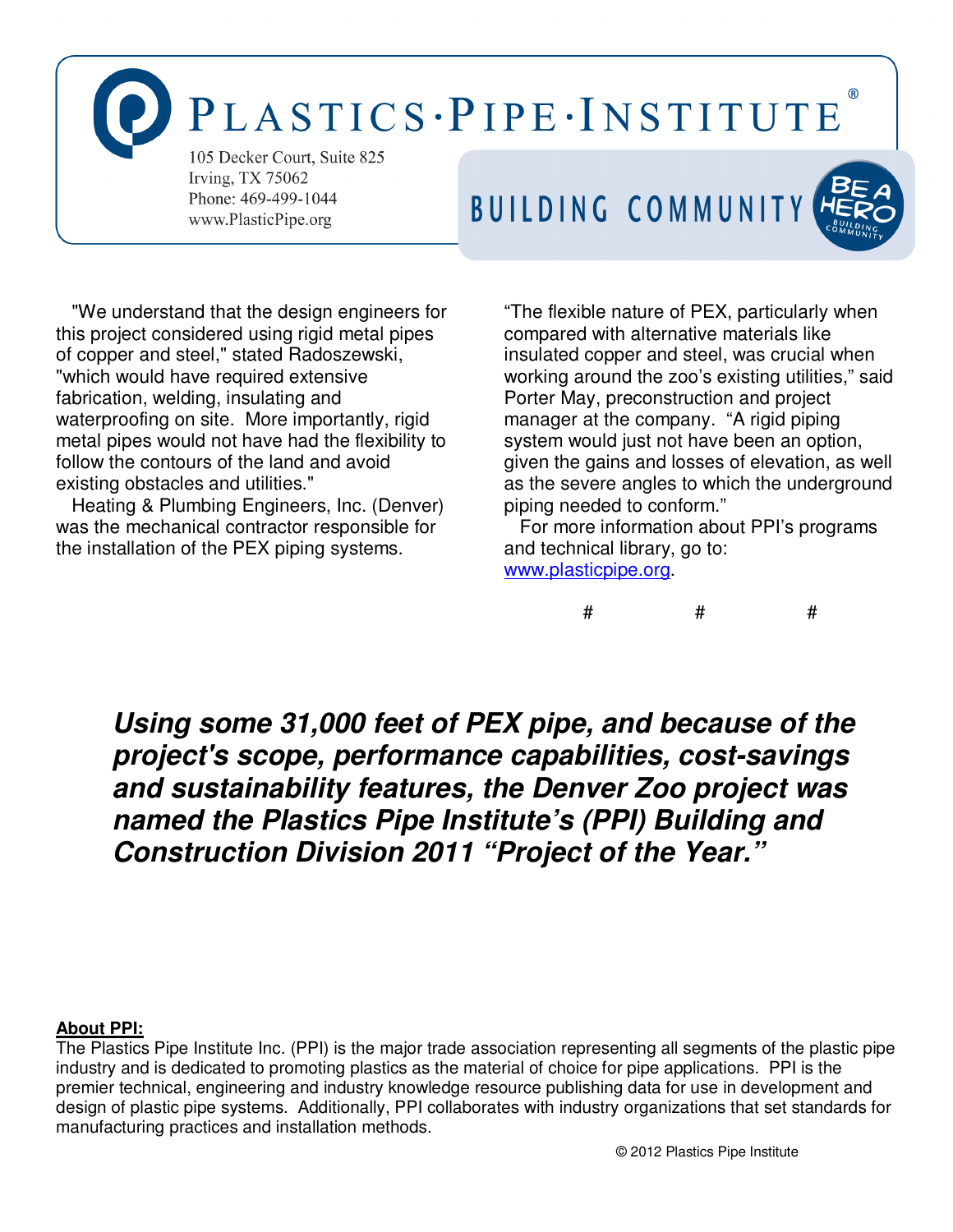"We understand that the design engineers for this project considered using rigid metal pipes of copper and steel," stated Radoszewski, "which would have required extensive fabrication, welding, insulating and waterproofing on site. More importantly, rigid metal pipes would not have had the flexibility to follow the contours of the land and avoid existing obstacles and utilities."

Heating & Plumbing Engineers, Inc. (Denver) was the mechanical contractor responsible for the installation of the PEX piping systems.

"The flexible nature of PEX, particularly when compared with alternative materials like insulated copper and steel, was crucial when working around the zoo's existing utilities," said Porter May, preconstruction and project manager at the company. "A rigid piping system would just not have been an option, given the gains and losses of elevation, as well as the severe angles to which the underground piping needed to conform."

For more information about PPI's programs and technical library, go to: www.plasticpipe.org.

\#    #    #

***Using some 31,000 feet of PEX pipe, and because of the project's scope, performance capabilities, cost-savings and sustainability features, the Denver Zoo project was named the Plastics Pipe Institute's (PPI) Building and Construction Division 2011 "Project of the Year."***

**About PPI:**

The Plastics Pipe Institute Inc. (PPI) is the major trade association representing all segments of the plastic pipe industry and is dedicated to promoting plastics as the material of choice for pipe applications. PPI is the premier technical, engineering and industry knowledge resource publishing data for use in development and design of plastic pipe systems. Additionally, PPI collaborates with industry organizations that set standards for manufacturing practices and installation methods.

© 2012 Plastics Pipe Institute